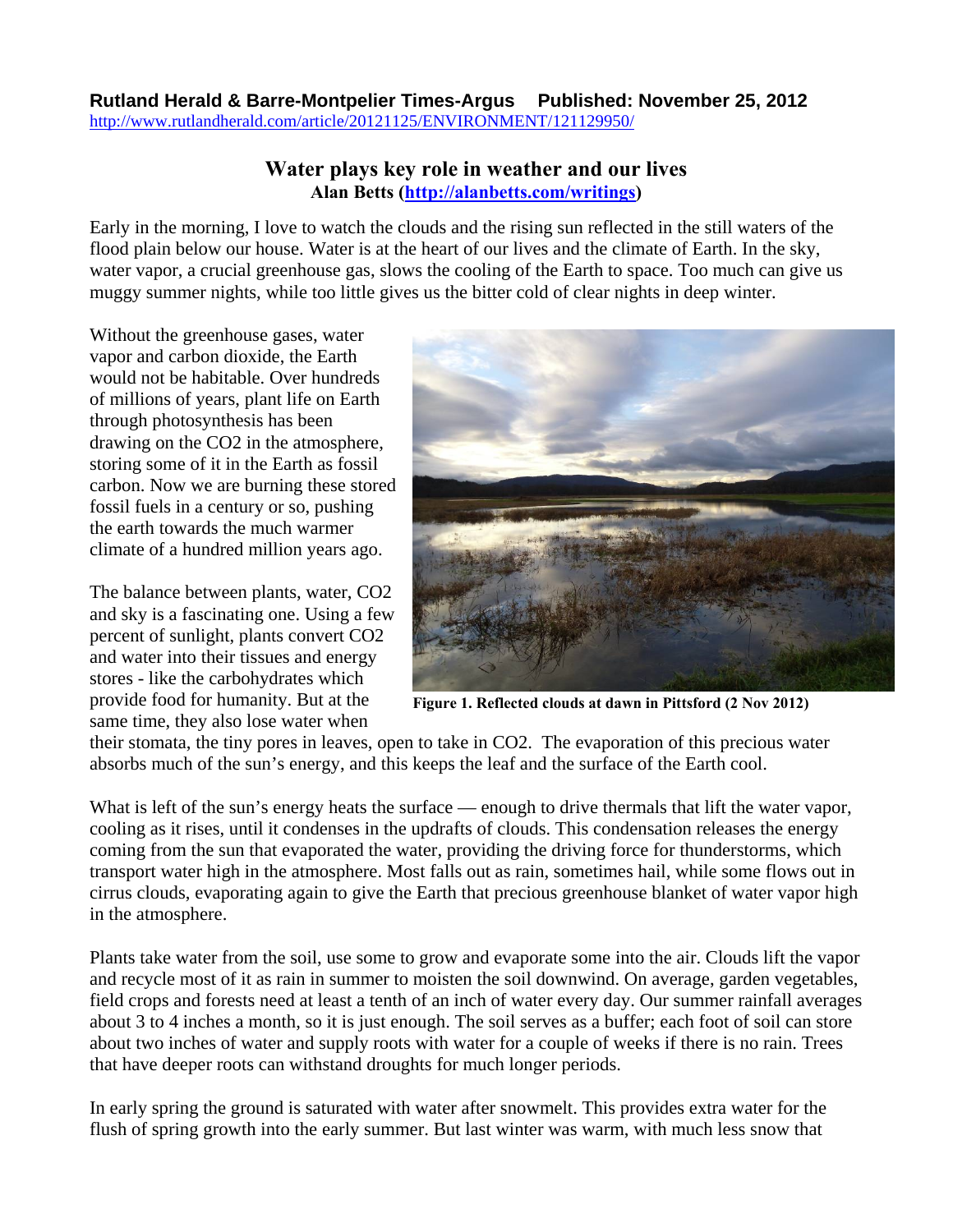**Rutland Herald & Barre-Montpelier Times-Argus Published: November 25, 2012**
http://www.rutlandherald.com/article/20121125/ENVIRONMENT/121129950/

# Water plays key role in weather and our lives

**Alan Betts (http://alanbetts.com/writings)**

Early in the morning, I love to watch the clouds and the rising sun reflected in the still waters of the flood plain below our house. Water is at the heart of our lives and the climate of Earth. In the sky, water vapor, a crucial greenhouse gas, slows the cooling of the Earth to space. Too much can give us muggy summer nights, while too little gives us the bitter cold of clear nights in deep winter.

Without the greenhouse gases, water vapor and carbon dioxide, the Earth would not be habitable. Over hundreds of millions of years, plant life on Earth through photosynthesis has been drawing on the $CO_2$ in the atmosphere, storing some of it in the Earth as fossil carbon. Now we are burning these stored fossil fuels in a century or so, pushing the earth towards the much warmer climate of a hundred million years ago.

**Figure 1. Reflected clouds at dawn in Pittsford (2 Nov 2012)**

The balance between plants, water, $CO_2$ and sky is a fascinating one. Using a few percent of sunlight, plants convert $CO_2$ and water into their tissues and energy stores - like the carbohydrates which provide food for humanity. But at the same time, they also lose water when their stomata, the tiny pores in leaves, open to take in $CO_2$. The evaporation of this precious water absorbs much of the sun's energy, and this keeps the leaf and the surface of the Earth cool.

What is left of the sun's energy heats the surface — enough to drive thermals that lift the water vapor, cooling as it rises, until it condenses in the updrafts of clouds. This condensation releases the energy coming from the sun that evaporated the water, providing the driving force for thunderstorms, which transport water high in the atmosphere. Most falls out as rain, sometimes hail, while some flows out in cirrus clouds, evaporating again to give the Earth that precious greenhouse blanket of water vapor high in the atmosphere.

Plants take water from the soil, use some to grow and evaporate some into the air. Clouds lift the vapor and recycle most of it as rain in summer to moisten the soil downwind. On average, garden vegetables, field crops and forests need at least a tenth of an inch of water every day. Our summer rainfall averages about 3 to 4 inches a month, so it is just enough. The soil serves as a buffer; each foot of soil can store about two inches of water and supply roots with water for a couple of weeks if there is no rain. Trees that have deeper roots can withstand droughts for much longer periods.

In early spring the ground is saturated with water after snowmelt. This provides extra water for the flush of spring growth into the early summer. But last winter was warm, with much less snow that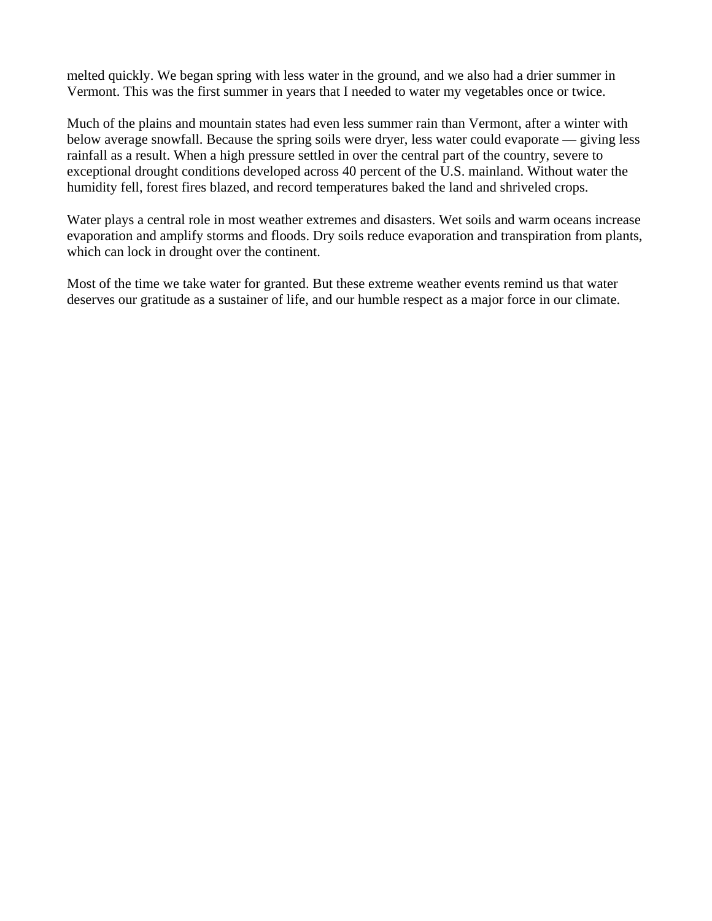melted quickly. We began spring with less water in the ground, and we also had a drier summer in Vermont. This was the first summer in years that I needed to water my vegetables once or twice.

Much of the plains and mountain states had even less summer rain than Vermont, after a winter with below average snowfall. Because the spring soils were dryer, less water could evaporate — giving less rainfall as a result. When a high pressure settled in over the central part of the country, severe to exceptional drought conditions developed across 40 percent of the U.S. mainland. Without water the humidity fell, forest fires blazed, and record temperatures baked the land and shriveled crops.

Water plays a central role in most weather extremes and disasters. Wet soils and warm oceans increase evaporation and amplify storms and floods. Dry soils reduce evaporation and transpiration from plants, which can lock in drought over the continent.

Most of the time we take water for granted. But these extreme weather events remind us that water deserves our gratitude as a sustainer of life, and our humble respect as a major force in our climate.